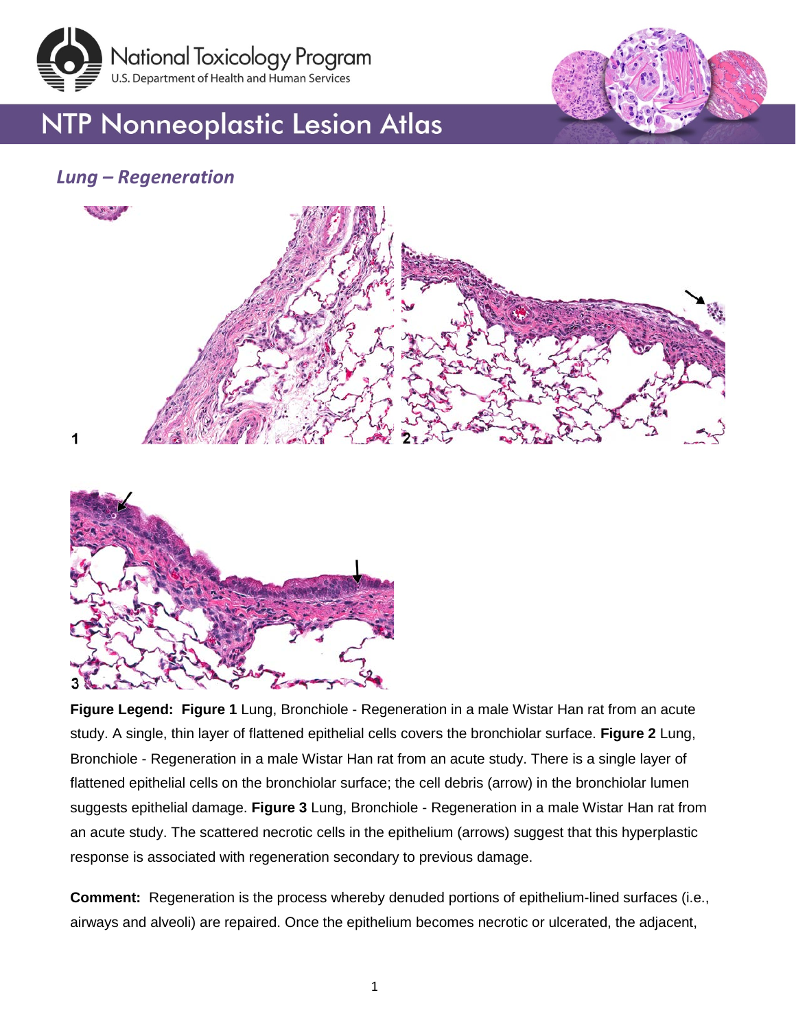# NTP Nonneoplastic Lesion Atlas

## *Lung – Regeneration*

**Figure Legend: Figure 1** Lung, Bronchiole - Regeneration in a male Wistar Han rat from an acute study. A single, thin layer of flattened epithelial cells covers the bronchiolar surface. **Figure 2** Lung, Bronchiole - Regeneration in a male Wistar Han rat from an acute study. There is a single layer of flattened epithelial cells on the bronchiolar surface; the cell debris (arrow) in the bronchiolar lumen suggests epithelial damage. **Figure 3** Lung, Bronchiole - Regeneration in a male Wistar Han rat from an acute study. The scattered necrotic cells in the epithelium (arrows) suggest that this hyperplastic response is associated with regeneration secondary to previous damage.

**Comment:** Regeneration is the process whereby denuded portions of epithelium-lined surfaces (i.e., airways and alveoli) are repaired. Once the epithelium becomes necrotic or ulcerated, the adjacent,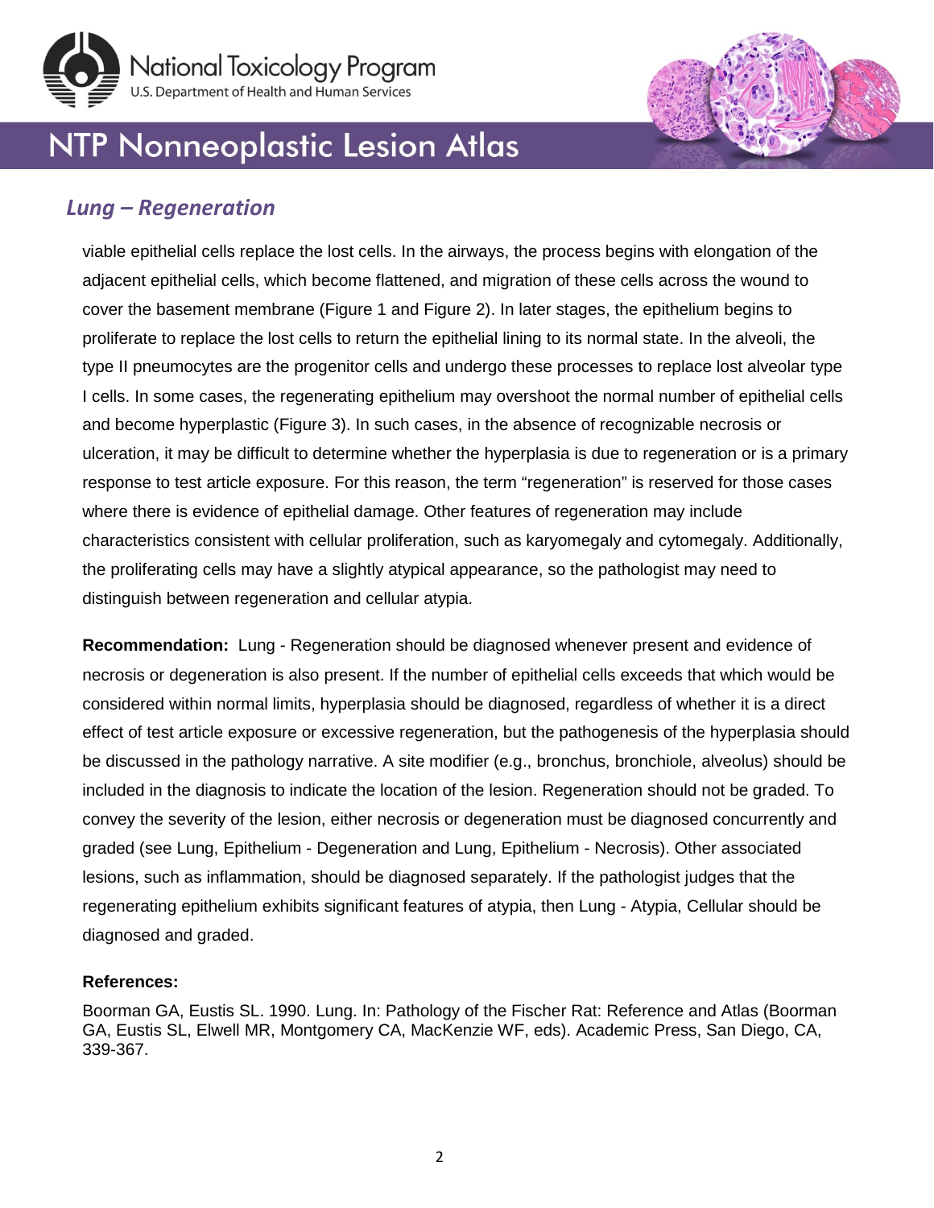## *Lung – Regeneration*

viable epithelial cells replace the lost cells. In the airways, the process begins with elongation of the adjacent epithelial cells, which become flattened, and migration of these cells across the wound to cover the basement membrane (Figure 1 and Figure 2). In later stages, the epithelium begins to proliferate to replace the lost cells to return the epithelial lining to its normal state. In the alveoli, the type II pneumocytes are the progenitor cells and undergo these processes to replace lost alveolar type I cells. In some cases, the regenerating epithelium may overshoot the normal number of epithelial cells and become hyperplastic (Figure 3). In such cases, in the absence of recognizable necrosis or ulceration, it may be difficult to determine whether the hyperplasia is due to regeneration or is a primary response to test article exposure. For this reason, the term "regeneration" is reserved for those cases where there is evidence of epithelial damage. Other features of regeneration may include characteristics consistent with cellular proliferation, such as karyomegaly and cytomegaly. Additionally, the proliferating cells may have a slightly atypical appearance, so the pathologist may need to distinguish between regeneration and cellular atypia.

**Recommendation:** Lung - Regeneration should be diagnosed whenever present and evidence of necrosis or degeneration is also present. If the number of epithelial cells exceeds that which would be considered within normal limits, hyperplasia should be diagnosed, regardless of whether it is a direct effect of test article exposure or excessive regeneration, but the pathogenesis of the hyperplasia should be discussed in the pathology narrative. A site modifier (e.g., bronchus, bronchiole, alveolus) should be included in the diagnosis to indicate the location of the lesion. Regeneration should not be graded. To convey the severity of the lesion, either necrosis or degeneration must be diagnosed concurrently and graded (see Lung, Epithelium - Degeneration and Lung, Epithelium - Necrosis). Other associated lesions, such as inflammation, should be diagnosed separately. If the pathologist judges that the regenerating epithelium exhibits significant features of atypia, then Lung - Atypia, Cellular should be diagnosed and graded.

**References:**

Boorman GA, Eustis SL. 1990. Lung. In: Pathology of the Fischer Rat: Reference and Atlas (Boorman GA, Eustis SL, Elwell MR, Montgomery CA, MacKenzie WF, eds). Academic Press, San Diego, CA, 339-367.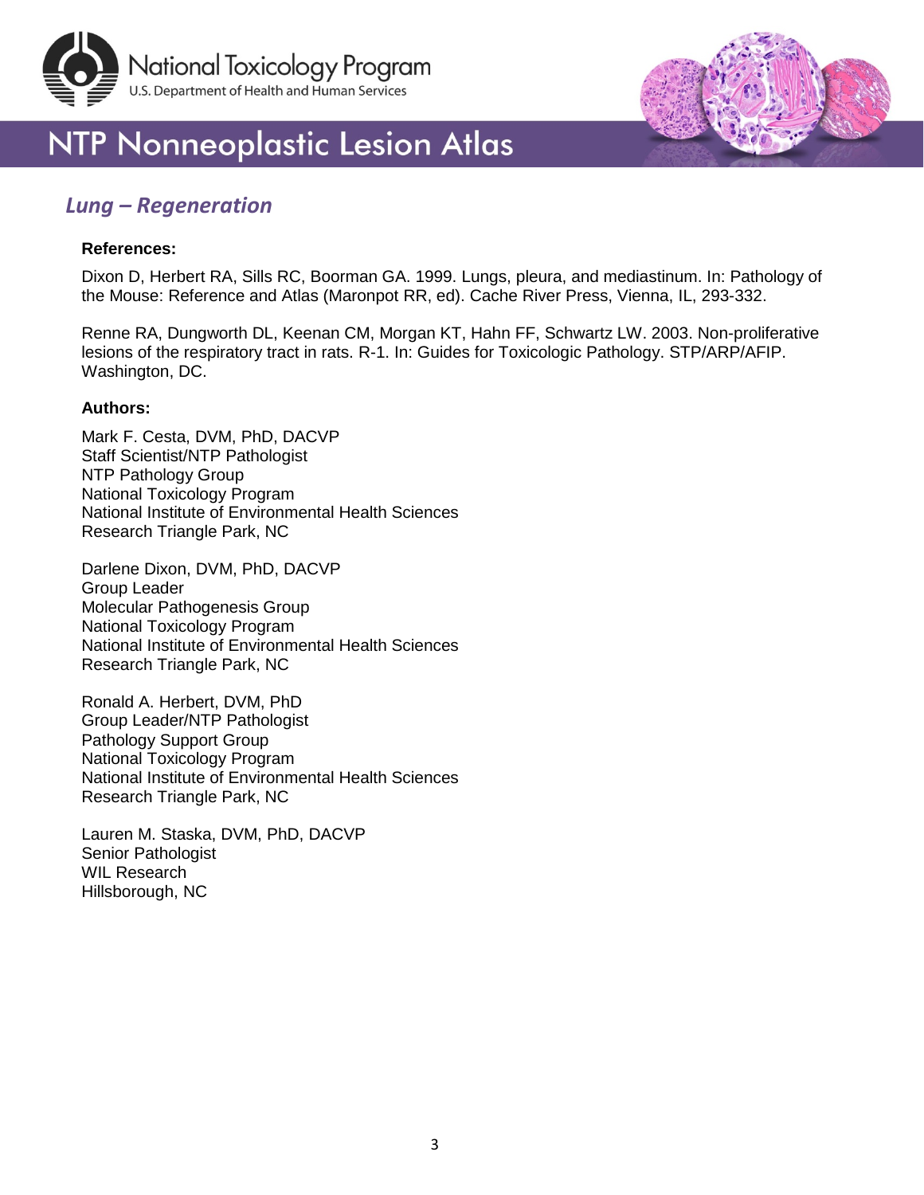# NTP Nonneoplastic Lesion Atlas

## *Lung – Regeneration*

**References:**

Dixon D, Herbert RA, Sills RC, Boorman GA. 1999. Lungs, pleura, and mediastinum. In: Pathology of the Mouse: Reference and Atlas (Maronpot RR, ed). Cache River Press, Vienna, IL, 293-332.

Renne RA, Dungworth DL, Keenan CM, Morgan KT, Hahn FF, Schwartz LW. 2003. Non-proliferative lesions of the respiratory tract in rats. R-1. In: Guides for Toxicologic Pathology. STP/ARP/AFIP. Washington, DC.

**Authors:**

Mark F. Cesta, DVM, PhD, DACVP
Staff Scientist/NTP Pathologist
NTP Pathology Group
National Toxicology Program
National Institute of Environmental Health Sciences
Research Triangle Park, NC

Darlene Dixon, DVM, PhD, DACVP
Group Leader
Molecular Pathogenesis Group
National Toxicology Program
National Institute of Environmental Health Sciences
Research Triangle Park, NC

Ronald A. Herbert, DVM, PhD
Group Leader/NTP Pathologist
Pathology Support Group
National Toxicology Program
National Institute of Environmental Health Sciences
Research Triangle Park, NC

Lauren M. Staska, DVM, PhD, DACVP
Senior Pathologist
WIL Research
Hillsborough, NC